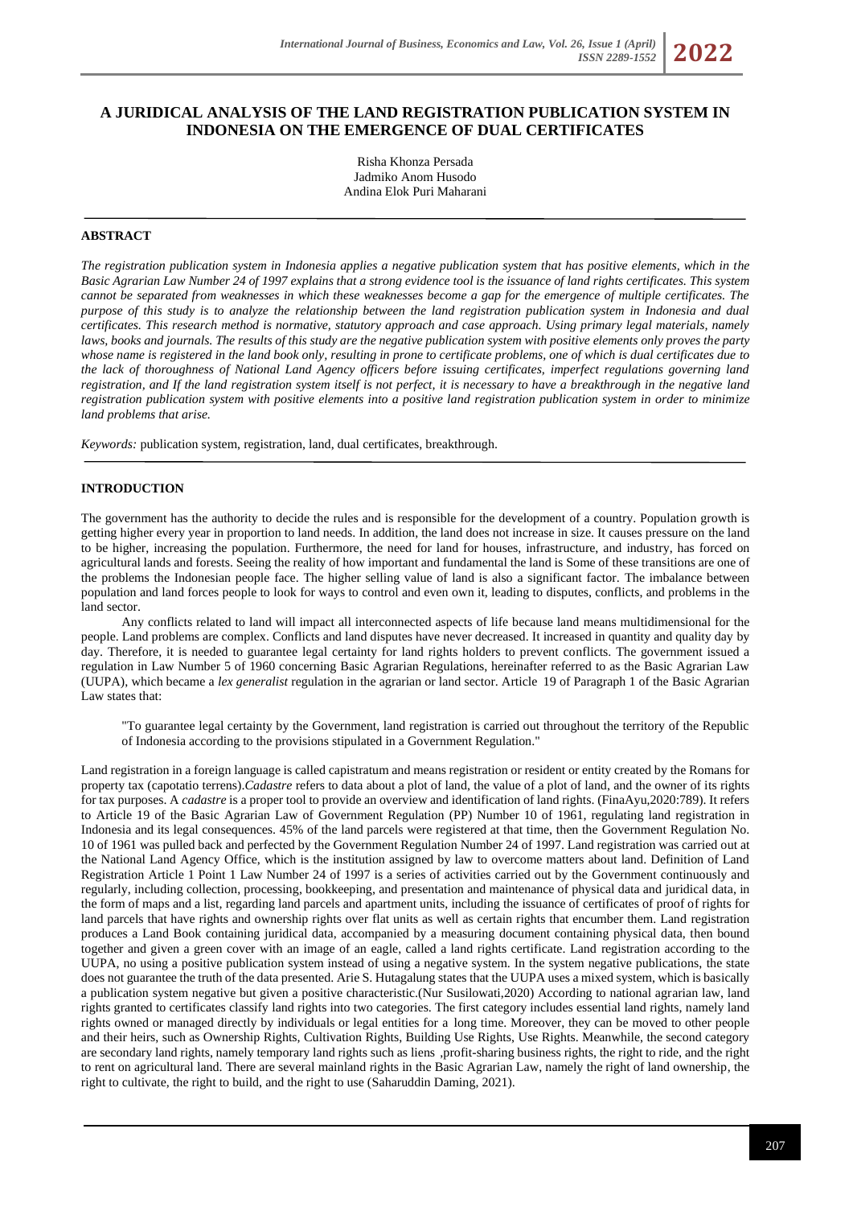# A JURIDICAL ANALYSIS OF THE LAND REGISTRATION PUBLICATION SYSTEM IN INDONESIA ON THE EMERGENCE OF DUAL CERTIFICATES

Risha Khonza Persada
Jadmiko Anom Husodo
Andina Elok Puri Maharani

## ABSTRACT

*The registration publication system in Indonesia applies a negative publication system that has positive elements, which in the Basic Agrarian Law Number 24 of 1997 explains that a strong evidence tool is the issuance of land rights certificates. This system cannot be separated from weaknesses in which these weaknesses become a gap for the emergence of multiple certificates. The purpose of this study is to analyze the relationship between the land registration publication system in Indonesia and dual certificates. This research method is normative, statutory approach and case approach. Using primary legal materials, namely laws, books and journals. The results of this study are the negative publication system with positive elements only proves the party whose name is registered in the land book only, resulting in prone to certificate problems, one of which is dual certificates due to the lack of thoroughness of National Land Agency officers before issuing certificates, imperfect regulations governing land registration, and If the land registration system itself is not perfect, it is necessary to have a breakthrough in the negative land registration publication system with positive elements into a positive land registration publication system in order to minimize land problems that arise.*

*Keywords:* publication system, registration, land, dual certificates, breakthrough.

## INTRODUCTION

The government has the authority to decide the rules and is responsible for the development of a country. Population growth is getting higher every year in proportion to land needs. In addition, the land does not increase in size. It causes pressure on the land to be higher, increasing the population. Furthermore, the need for land for houses, infrastructure, and industry, has forced on agricultural lands and forests. Seeing the reality of how important and fundamental the land is Some of these transitions are one of the problems the Indonesian people face. The higher selling value of land is also a significant factor. The imbalance between population and land forces people to look for ways to control and even own it, leading to disputes, conflicts, and problems in the land sector.

Any conflicts related to land will impact all interconnected aspects of life because land means multidimensional for the people. Land problems are complex. Conflicts and land disputes have never decreased. It increased in quantity and quality day by day. Therefore, it is needed to guarantee legal certainty for land rights holders to prevent conflicts. The government issued a regulation in Law Number 5 of 1960 concerning Basic Agrarian Regulations, hereinafter referred to as the Basic Agrarian Law (UUPA), which became a *lex generalist* regulation in the agrarian or land sector. Article 19 of Paragraph 1 of the Basic Agrarian Law states that:

> "To guarantee legal certainty by the Government, land registration is carried out throughout the territory of the Republic of Indonesia according to the provisions stipulated in a Government Regulation."

Land registration in a foreign language is called capistratum and means registration or resident or entity created by the Romans for property tax (capotatio terrens).*Cadastre* refers to data about a plot of land, the value of a plot of land, and the owner of its rights for tax purposes. A *cadastre* is a proper tool to provide an overview and identification of land rights. (FinaAyu,2020:789). It refers to Article 19 of the Basic Agrarian Law of Government Regulation (PP) Number 10 of 1961, regulating land registration in Indonesia and its legal consequences. 45% of the land parcels were registered at that time, then the Government Regulation No. 10 of 1961 was pulled back and perfected by the Government Regulation Number 24 of 1997. Land registration was carried out at the National Land Agency Office, which is the institution assigned by law to overcome matters about land. Definition of Land Registration Article 1 Point 1 Law Number 24 of 1997 is a series of activities carried out by the Government continuously and regularly, including collection, processing, bookkeeping, and presentation and maintenance of physical data and juridical data, in the form of maps and a list, regarding land parcels and apartment units, including the issuance of certificates of proof of rights for land parcels that have rights and ownership rights over flat units as well as certain rights that encumber them. Land registration produces a Land Book containing juridical data, accompanied by a measuring document containing physical data, then bound together and given a green cover with an image of an eagle, called a land rights certificate. Land registration according to the UUPA, no using a positive publication system instead of using a negative system. In the system negative publications, the state does not guarantee the truth of the data presented. Arie S. Hutagalung states that the UUPA uses a mixed system, which is basically a publication system negative but given a positive characteristic.(Nur Susilowati,2020) According to national agrarian law, land rights granted to certificates classify land rights into two categories. The first category includes essential land rights, namely land rights owned or managed directly by individuals or legal entities for a long time. Moreover, they can be moved to other people and their heirs, such as Ownership Rights, Cultivation Rights, Building Use Rights, Use Rights. Meanwhile, the second category are secondary land rights, namely temporary land rights such as liens ,profit-sharing business rights, the right to ride, and the right to rent on agricultural land. There are several mainland rights in the Basic Agrarian Law, namely the right of land ownership, the right to cultivate, the right to build, and the right to use (Saharuddin Daming, 2021).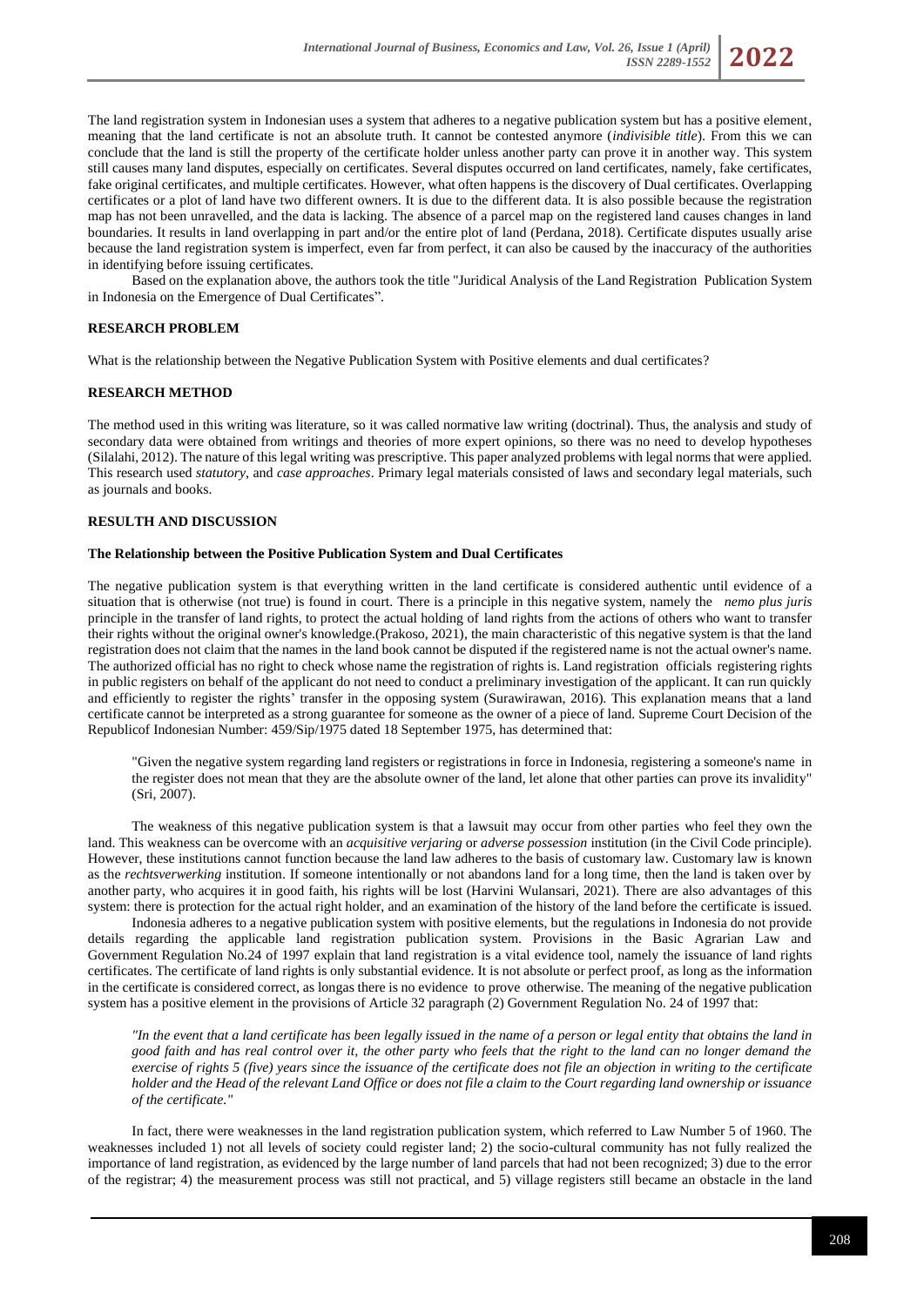The land registration system in Indonesian uses a system that adheres to a negative publication system but has a positive element, meaning that the land certificate is not an absolute truth. It cannot be contested anymore (*indivisible title*). From this we can conclude that the land is still the property of the certificate holder unless another party can prove it in another way. This system still causes many land disputes, especially on certificates. Several disputes occurred on land certificates, namely, fake certificates, fake original certificates, and multiple certificates. However, what often happens is the discovery of Dual certificates. Overlapping certificates or a plot of land have two different owners. It is due to the different data. It is also possible because the registration map has not been unravelled, and the data is lacking. The absence of a parcel map on the registered land causes changes in land boundaries. It results in land overlapping in part and/or the entire plot of land (Perdana, 2018). Certificate disputes usually arise because the land registration system is imperfect, even far from perfect, it can also be caused by the inaccuracy of the authorities in identifying before issuing certificates.

Based on the explanation above, the authors took the title "Juridical Analysis of the Land Registration Publication System in Indonesia on the Emergence of Dual Certificates".

## RESEARCH PROBLEM

What is the relationship between the Negative Publication System with Positive elements and dual certificates?

## RESEARCH METHOD

The method used in this writing was literature, so it was called normative law writing (doctrinal). Thus, the analysis and study of secondary data were obtained from writings and theories of more expert opinions, so there was no need to develop hypotheses (Silalahi, 2012). The nature of this legal writing was prescriptive. This paper analyzed problems with legal norms that were applied. This research used *statutory*, and *case approaches*. Primary legal materials consisted of laws and secondary legal materials, such as journals and books.

## RESULTH AND DISCUSSION

### The Relationship between the Positive Publication System and Dual Certificates

The negative publication system is that everything written in the land certificate is considered authentic until evidence of a situation that is otherwise (not true) is found in court. There is a principle in this negative system, namely the *nemo plus juris* principle in the transfer of land rights, to protect the actual holding of land rights from the actions of others who want to transfer their rights without the original owner's knowledge.(Prakoso, 2021), the main characteristic of this negative system is that the land registration does not claim that the names in the land book cannot be disputed if the registered name is not the actual owner's name. The authorized official has no right to check whose name the registration of rights is. Land registration officials registering rights in public registers on behalf of the applicant do not need to conduct a preliminary investigation of the applicant. It can run quickly and efficiently to register the rights' transfer in the opposing system (Surawirawan, 2016). This explanation means that a land certificate cannot be interpreted as a strong guarantee for someone as the owner of a piece of land. Supreme Court Decision of the Republicof Indonesian Number: 459/Sip/1975 dated 18 September 1975, has determined that:

> "Given the negative system regarding land registers or registrations in force in Indonesia, registering a someone's name in the register does not mean that they are the absolute owner of the land, let alone that other parties can prove its invalidity" (Sri, 2007).

The weakness of this negative publication system is that a lawsuit may occur from other parties who feel they own the land. This weakness can be overcome with an *acquisitive verjaring* or *adverse possession* institution (in the Civil Code principle). However, these institutions cannot function because the land law adheres to the basis of customary law. Customary law is known as the *rechtsverwerking* institution. If someone intentionally or not abandons land for a long time, then the land is taken over by another party, who acquires it in good faith, his rights will be lost (Harvini Wulansari, 2021). There are also advantages of this system: there is protection for the actual right holder, and an examination of the history of the land before the certificate is issued.

Indonesia adheres to a negative publication system with positive elements, but the regulations in Indonesia do not provide details regarding the applicable land registration publication system. Provisions in the Basic Agrarian Law and Government Regulation No.24 of 1997 explain that land registration is a vital evidence tool, namely the issuance of land rights certificates. The certificate of land rights is only substantial evidence. It is not absolute or perfect proof, as long as the information in the certificate is considered correct, as longas there is no evidence to prove otherwise. The meaning of the negative publication system has a positive element in the provisions of Article 32 paragraph (2) Government Regulation No. 24 of 1997 that:

> *"In the event that a land certificate has been legally issued in the name of a person or legal entity that obtains the land in good faith and has real control over it, the other party who feels that the right to the land can no longer demand the exercise of rights 5 (five) years since the issuance of the certificate does not file an objection in writing to the certificate holder and the Head of the relevant Land Office or does not file a claim to the Court regarding land ownership or issuance of the certificate."*

In fact, there were weaknesses in the land registration publication system, which referred to Law Number 5 of 1960. The weaknesses included 1) not all levels of society could register land; 2) the socio-cultural community has not fully realized the importance of land registration, as evidenced by the large number of land parcels that had not been recognized; 3) due to the error of the registrar; 4) the measurement process was still not practical, and 5) village registers still became an obstacle in the land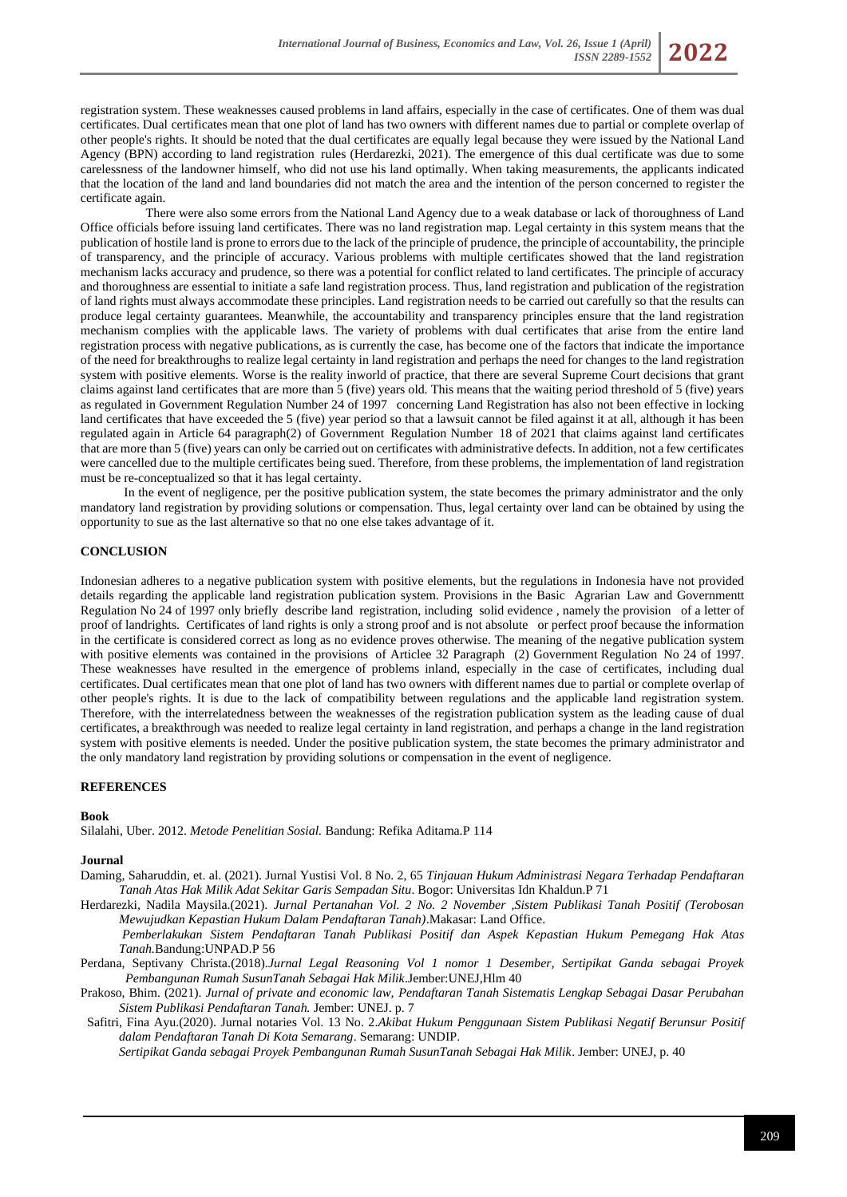registration system. These weaknesses caused problems in land affairs, especially in the case of certificates. One of them was dual certificates. Dual certificates mean that one plot of land has two owners with different names due to partial or complete overlap of other people's rights. It should be noted that the dual certificates are equally legal because they were issued by the National Land Agency (BPN) according to land registration rules (Herdarezki, 2021). The emergence of this dual certificate was due to some carelessness of the landowner himself, who did not use his land optimally. When taking measurements, the applicants indicated that the location of the land and land boundaries did not match the area and the intention of the person concerned to register the certificate again.

There were also some errors from the National Land Agency due to a weak database or lack of thoroughness of Land Office officials before issuing land certificates. There was no land registration map. Legal certainty in this system means that the publication of hostile land is prone to errors due to the lack of the principle of prudence, the principle of accountability, the principle of transparency, and the principle of accuracy. Various problems with multiple certificates showed that the land registration mechanism lacks accuracy and prudence, so there was a potential for conflict related to land certificates. The principle of accuracy and thoroughness are essential to initiate a safe land registration process. Thus, land registration and publication of the registration of land rights must always accommodate these principles. Land registration needs to be carried out carefully so that the results can produce legal certainty guarantees. Meanwhile, the accountability and transparency principles ensure that the land registration mechanism complies with the applicable laws. The variety of problems with dual certificates that arise from the entire land registration process with negative publications, as is currently the case, has become one of the factors that indicate the importance of the need for breakthroughs to realize legal certainty in land registration and perhaps the need for changes to the land registration system with positive elements. Worse is the reality inworld of practice, that there are several Supreme Court decisions that grant claims against land certificates that are more than 5 (five) years old. This means that the waiting period threshold of 5 (five) years as regulated in Government Regulation Number 24 of 1997 concerning Land Registration has also not been effective in locking land certificates that have exceeded the 5 (five) year period so that a lawsuit cannot be filed against it at all, although it has been regulated again in Article 64 paragraph(2) of Government Regulation Number 18 of 2021 that claims against land certificates that are more than 5 (five) years can only be carried out on certificates with administrative defects. In addition, not a few certificates were cancelled due to the multiple certificates being sued. Therefore, from these problems, the implementation of land registration must be re-conceptualized so that it has legal certainty.

In the event of negligence, per the positive publication system, the state becomes the primary administrator and the only mandatory land registration by providing solutions or compensation. Thus, legal certainty over land can be obtained by using the opportunity to sue as the last alternative so that no one else takes advantage of it.

## CONCLUSION

Indonesian adheres to a negative publication system with positive elements, but the regulations in Indonesia have not provided details regarding the applicable land registration publication system. Provisions in the Basic Agrarian Law and Governmentt Regulation No 24 of 1997 only briefly describe land registration, including solid evidence , namely the provision of a letter of proof of landrights. Certificates of land rights is only a strong proof and is not absolute or perfect proof because the information in the certificate is considered correct as long as no evidence proves otherwise. The meaning of the negative publication system with positive elements was contained in the provisions of Articlee 32 Paragraph (2) Government Regulation No 24 of 1997. These weaknesses have resulted in the emergence of problems inland, especially in the case of certificates, including dual certificates. Dual certificates mean that one plot of land has two owners with different names due to partial or complete overlap of other people's rights. It is due to the lack of compatibility between regulations and the applicable land registration system. Therefore, with the interrelatedness between the weaknesses of the registration publication system as the leading cause of dual certificates, a breakthrough was needed to realize legal certainty in land registration, and perhaps a change in the land registration system with positive elements is needed. Under the positive publication system, the state becomes the primary administrator and the only mandatory land registration by providing solutions or compensation in the event of negligence.

## REFERENCES

**Book**

Silalahi, Uber. 2012. *Metode Penelitian Sosial.* Bandung: Refika Aditama.P 114

**Journal**

Daming, Saharuddin, et. al. (2021). Jurnal Yustisi Vol. 8 No. 2, 65 *Tinjauan Hukum Administrasi Negara Terhadap Pendaftaran Tanah Atas Hak Milik Adat Sekitar Garis Sempadan Situ*. Bogor: Universitas Idn Khaldun.P 71

Herdarezki, Nadila Maysila.(2021). *Jurnal Pertanahan Vol. 2 No. 2 November ,Sistem Publikasi Tanah Positif (Terobosan Mewujudkan Kepastian Hukum Dalam Pendaftaran Tanah)*.Makasar: Land Office.

*Pemberlakukan Sistem Pendaftaran Tanah Publikasi Positif dan Aspek Kepastian Hukum Pemegang Hak Atas Tanah.*Bandung:UNPAD.P 56

Perdana, Septivany Christa.(2018).*Jurnal Legal Reasoning Vol 1 nomor 1 Desember, Sertipikat Ganda sebagai Proyek Pembangunan Rumah SusunTanah Sebagai Hak Milik*.Jember:UNEJ,Hlm 40

Prakoso, Bhim. (2021). *Jurnal of private and economic law, Pendaftaran Tanah Sistematis Lengkap Sebagai Dasar Perubahan Sistem Publikasi Pendaftaran Tanah.* Jember: UNEJ. p. 7

Safitri, Fina Ayu.(2020). Jurnal notaries Vol. 13 No. 2.*Akibat Hukum Penggunaan Sistem Publikasi Negatif Berunsur Positif dalam Pendaftaran Tanah Di Kota Semarang*. Semarang: UNDIP.

*Sertipikat Ganda sebagai Proyek Pembangunan Rumah SusunTanah Sebagai Hak Milik*. Jember: UNEJ, p. 40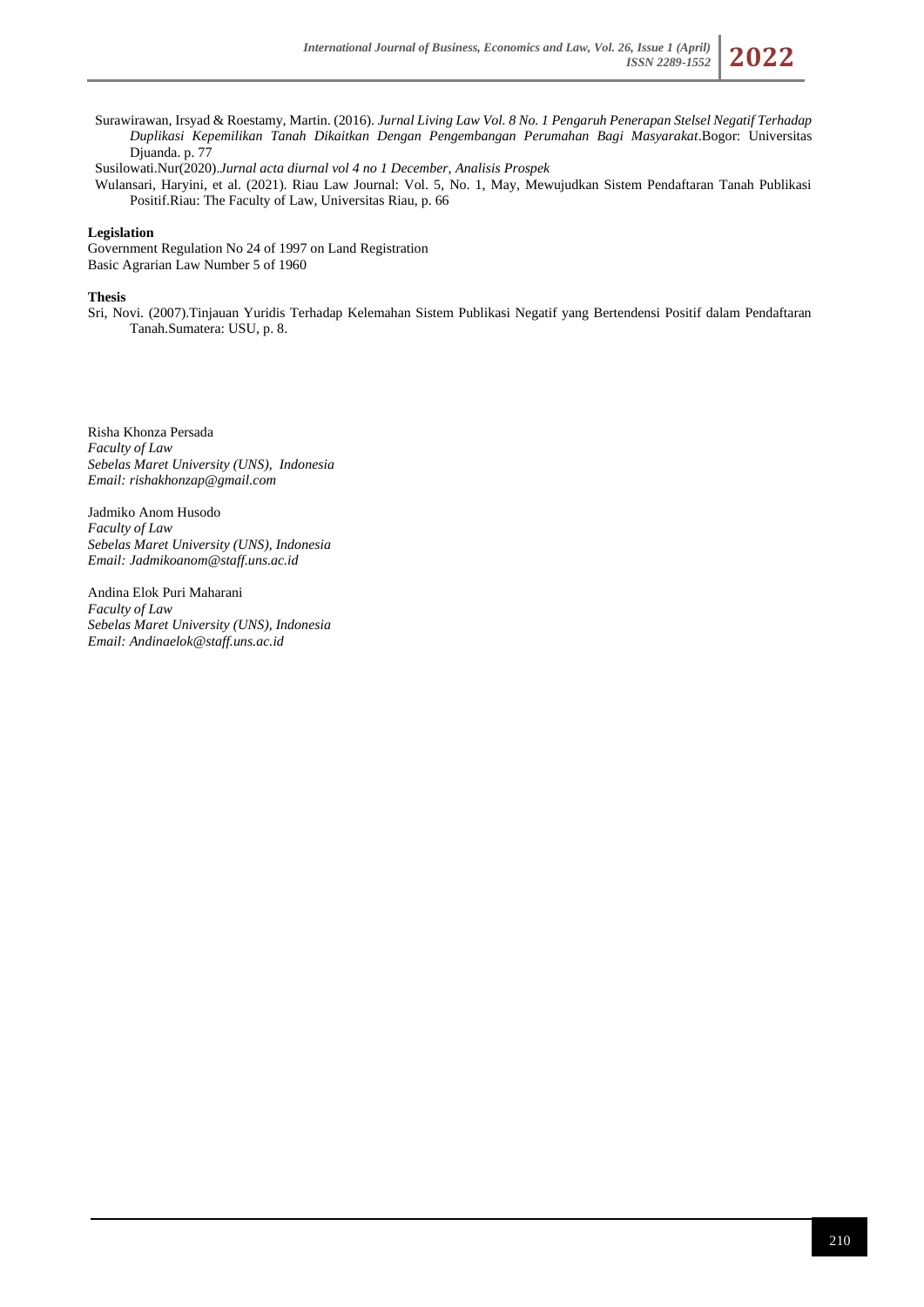Surawirawan, Irsyad & Roestamy, Martin. (2016). *Jurnal Living Law Vol. 8 No. 1 Pengaruh Penerapan Stelsel Negatif Terhadap Duplikasi Kepemilikan Tanah Dikaitkan Dengan Pengembangan Perumahan Bagi Masyarakat*.Bogor: Universitas Djuanda. p. 77

Susilowati.Nur(2020).*Jurnal acta diurnal vol 4 no 1 December, Analisis Prospek*

Wulansari, Haryini, et al. (2021). Riau Law Journal: Vol. 5, No. 1, May, Mewujudkan Sistem Pendaftaran Tanah Publikasi Positif.Riau: The Faculty of Law, Universitas Riau, p. 66

**Legislation**

Government Regulation No 24 of 1997 on Land Registration
Basic Agrarian Law Number 5 of 1960

**Thesis**

Sri, Novi. (2007).Tinjauan Yuridis Terhadap Kelemahan Sistem Publikasi Negatif yang Bertendensi Positif dalam Pendaftaran Tanah.Sumatera: USU, p. 8.

Risha Khonza Persada
*Faculty of Law*
*Sebelas Maret University (UNS), Indonesia*
*Email: rishakhonzap@gmail.com*

Jadmiko Anom Husodo
*Faculty of Law*
*Sebelas Maret University (UNS), Indonesia*
*Email: Jadmikoanom@staff.uns.ac.id*

Andina Elok Puri Maharani
*Faculty of Law*
*Sebelas Maret University (UNS), Indonesia*
*Email: Andinaelok@staff.uns.ac.id*